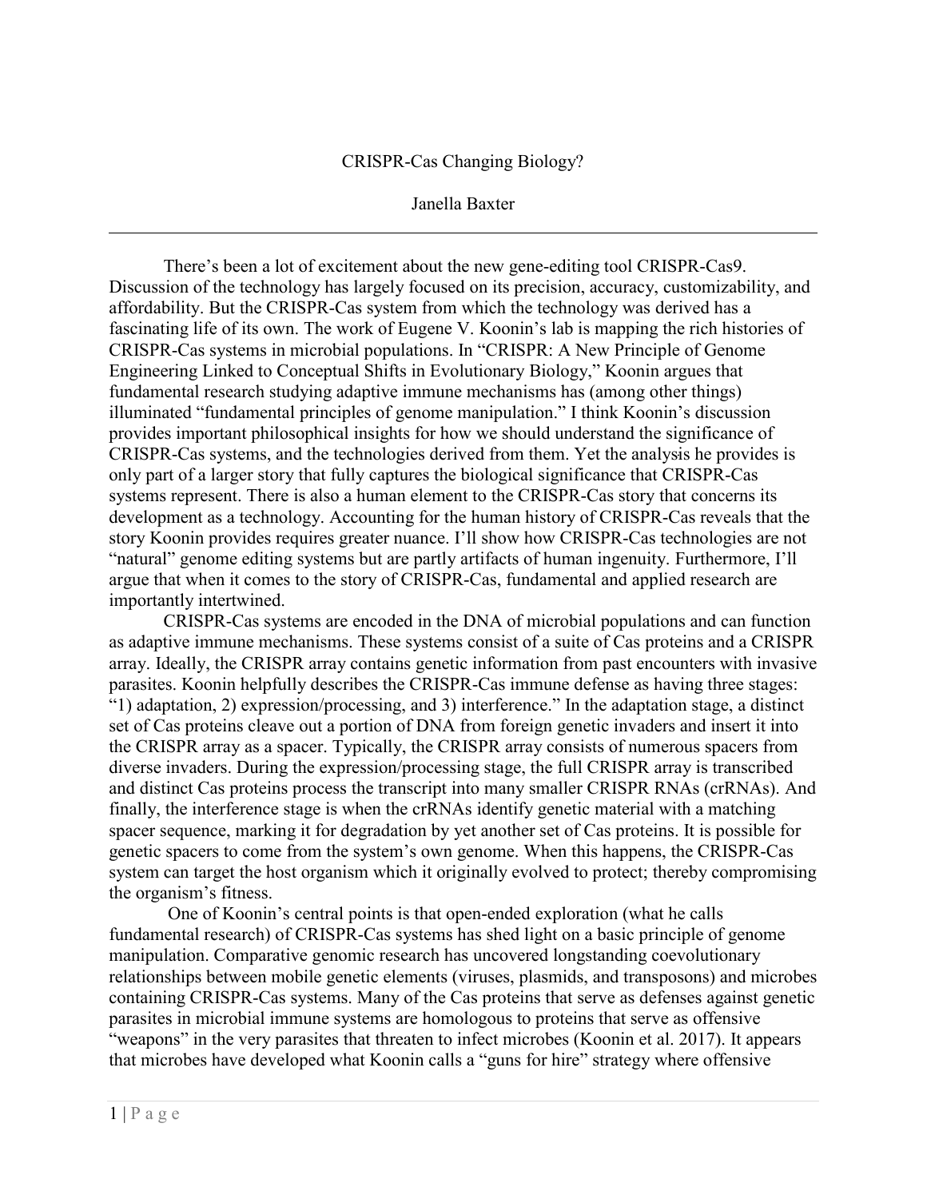# CRISPR-Cas Changing Biology?

Janella Baxter

---

There's been a lot of excitement about the new gene-editing tool CRISPR-Cas9. Discussion of the technology has largely focused on its precision, accuracy, customizability, and affordability. But the CRISPR-Cas system from which the technology was derived has a fascinating life of its own. The work of Eugene V. Koonin's lab is mapping the rich histories of CRISPR-Cas systems in microbial populations. In "CRISPR: A New Principle of Genome Engineering Linked to Conceptual Shifts in Evolutionary Biology," Koonin argues that fundamental research studying adaptive immune mechanisms has (among other things) illuminated "fundamental principles of genome manipulation." I think Koonin's discussion provides important philosophical insights for how we should understand the significance of CRISPR-Cas systems, and the technologies derived from them. Yet the analysis he provides is only part of a larger story that fully captures the biological significance that CRISPR-Cas systems represent. There is also a human element to the CRISPR-Cas story that concerns its development as a technology. Accounting for the human history of CRISPR-Cas reveals that the story Koonin provides requires greater nuance. I'll show how CRISPR-Cas technologies are not "natural" genome editing systems but are partly artifacts of human ingenuity. Furthermore, I'll argue that when it comes to the story of CRISPR-Cas, fundamental and applied research are importantly intertwined.

CRISPR-Cas systems are encoded in the DNA of microbial populations and can function as adaptive immune mechanisms. These systems consist of a suite of Cas proteins and a CRISPR array. Ideally, the CRISPR array contains genetic information from past encounters with invasive parasites. Koonin helpfully describes the CRISPR-Cas immune defense as having three stages: "1) adaptation, 2) expression/processing, and 3) interference." In the adaptation stage, a distinct set of Cas proteins cleave out a portion of DNA from foreign genetic invaders and insert it into the CRISPR array as a spacer. Typically, the CRISPR array consists of numerous spacers from diverse invaders. During the expression/processing stage, the full CRISPR array is transcribed and distinct Cas proteins process the transcript into many smaller CRISPR RNAs (crRNAs). And finally, the interference stage is when the crRNAs identify genetic material with a matching spacer sequence, marking it for degradation by yet another set of Cas proteins. It is possible for genetic spacers to come from the system's own genome. When this happens, the CRISPR-Cas system can target the host organism which it originally evolved to protect; thereby compromising the organism's fitness.

One of Koonin's central points is that open-ended exploration (what he calls fundamental research) of CRISPR-Cas systems has shed light on a basic principle of genome manipulation. Comparative genomic research has uncovered longstanding coevolutionary relationships between mobile genetic elements (viruses, plasmids, and transposons) and microbes containing CRISPR-Cas systems. Many of the Cas proteins that serve as defenses against genetic parasites in microbial immune systems are homologous to proteins that serve as offensive "weapons" in the very parasites that threaten to infect microbes (Koonin et al. 2017). It appears that microbes have developed what Koonin calls a "guns for hire" strategy where offensive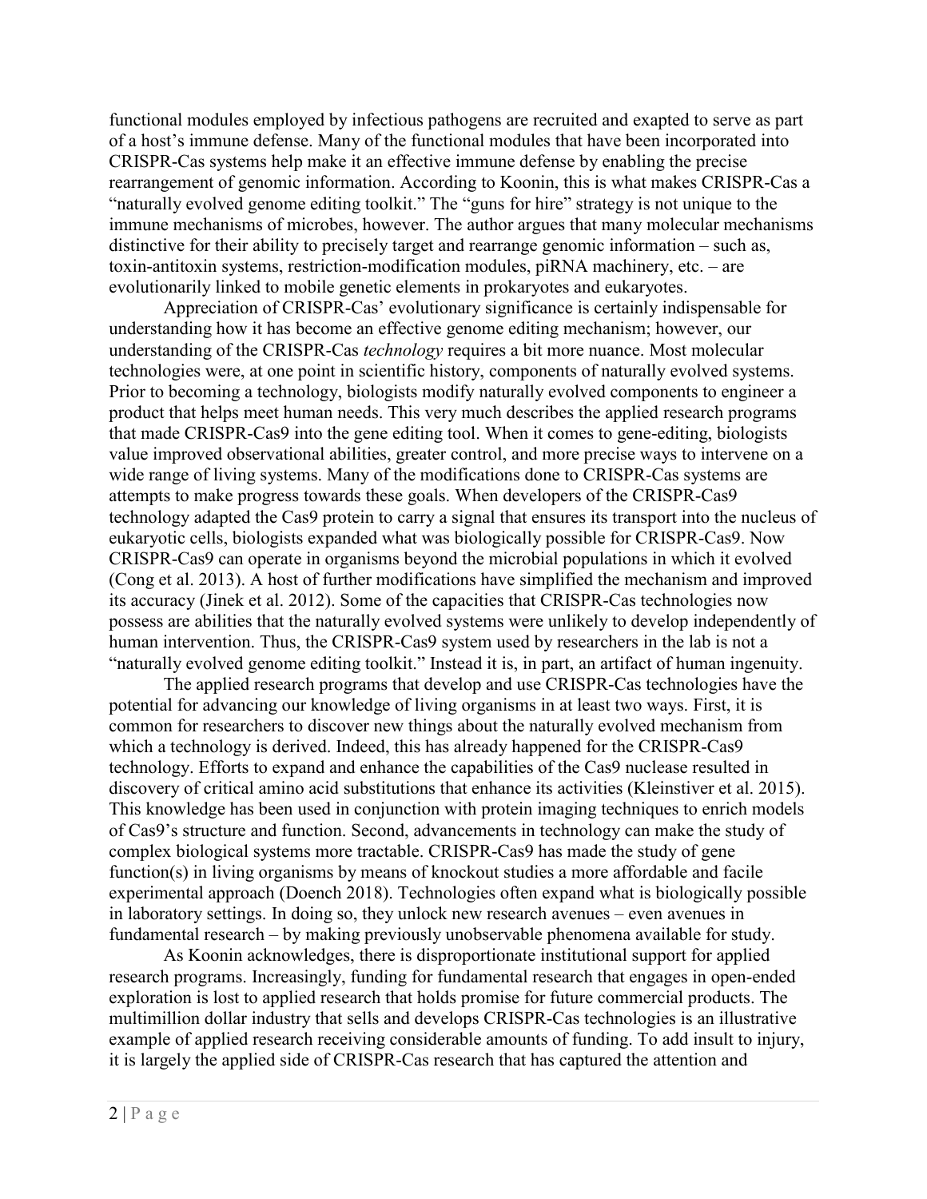functional modules employed by infectious pathogens are recruited and exapted to serve as part of a host's immune defense. Many of the functional modules that have been incorporated into CRISPR-Cas systems help make it an effective immune defense by enabling the precise rearrangement of genomic information. According to Koonin, this is what makes CRISPR-Cas a "naturally evolved genome editing toolkit." The "guns for hire" strategy is not unique to the immune mechanisms of microbes, however. The author argues that many molecular mechanisms distinctive for their ability to precisely target and rearrange genomic information – such as, toxin-antitoxin systems, restriction-modification modules, piRNA machinery, etc. – are evolutionarily linked to mobile genetic elements in prokaryotes and eukaryotes.

Appreciation of CRISPR-Cas' evolutionary significance is certainly indispensable for understanding how it has become an effective genome editing mechanism; however, our understanding of the CRISPR-Cas *technology* requires a bit more nuance. Most molecular technologies were, at one point in scientific history, components of naturally evolved systems. Prior to becoming a technology, biologists modify naturally evolved components to engineer a product that helps meet human needs. This very much describes the applied research programs that made CRISPR-Cas9 into the gene editing tool. When it comes to gene-editing, biologists value improved observational abilities, greater control, and more precise ways to intervene on a wide range of living systems. Many of the modifications done to CRISPR-Cas systems are attempts to make progress towards these goals. When developers of the CRISPR-Cas9 technology adapted the Cas9 protein to carry a signal that ensures its transport into the nucleus of eukaryotic cells, biologists expanded what was biologically possible for CRISPR-Cas9. Now CRISPR-Cas9 can operate in organisms beyond the microbial populations in which it evolved (Cong et al. 2013). A host of further modifications have simplified the mechanism and improved its accuracy (Jinek et al. 2012). Some of the capacities that CRISPR-Cas technologies now possess are abilities that the naturally evolved systems were unlikely to develop independently of human intervention. Thus, the CRISPR-Cas9 system used by researchers in the lab is not a "naturally evolved genome editing toolkit." Instead it is, in part, an artifact of human ingenuity.

The applied research programs that develop and use CRISPR-Cas technologies have the potential for advancing our knowledge of living organisms in at least two ways. First, it is common for researchers to discover new things about the naturally evolved mechanism from which a technology is derived. Indeed, this has already happened for the CRISPR-Cas9 technology. Efforts to expand and enhance the capabilities of the Cas9 nuclease resulted in discovery of critical amino acid substitutions that enhance its activities (Kleinstiver et al. 2015). This knowledge has been used in conjunction with protein imaging techniques to enrich models of Cas9's structure and function. Second, advancements in technology can make the study of complex biological systems more tractable. CRISPR-Cas9 has made the study of gene function(s) in living organisms by means of knockout studies a more affordable and facile experimental approach (Doench 2018). Technologies often expand what is biologically possible in laboratory settings. In doing so, they unlock new research avenues – even avenues in fundamental research – by making previously unobservable phenomena available for study.

As Koonin acknowledges, there is disproportionate institutional support for applied research programs. Increasingly, funding for fundamental research that engages in open-ended exploration is lost to applied research that holds promise for future commercial products. The multimillion dollar industry that sells and develops CRISPR-Cas technologies is an illustrative example of applied research receiving considerable amounts of funding. To add insult to injury, it is largely the applied side of CRISPR-Cas research that has captured the attention and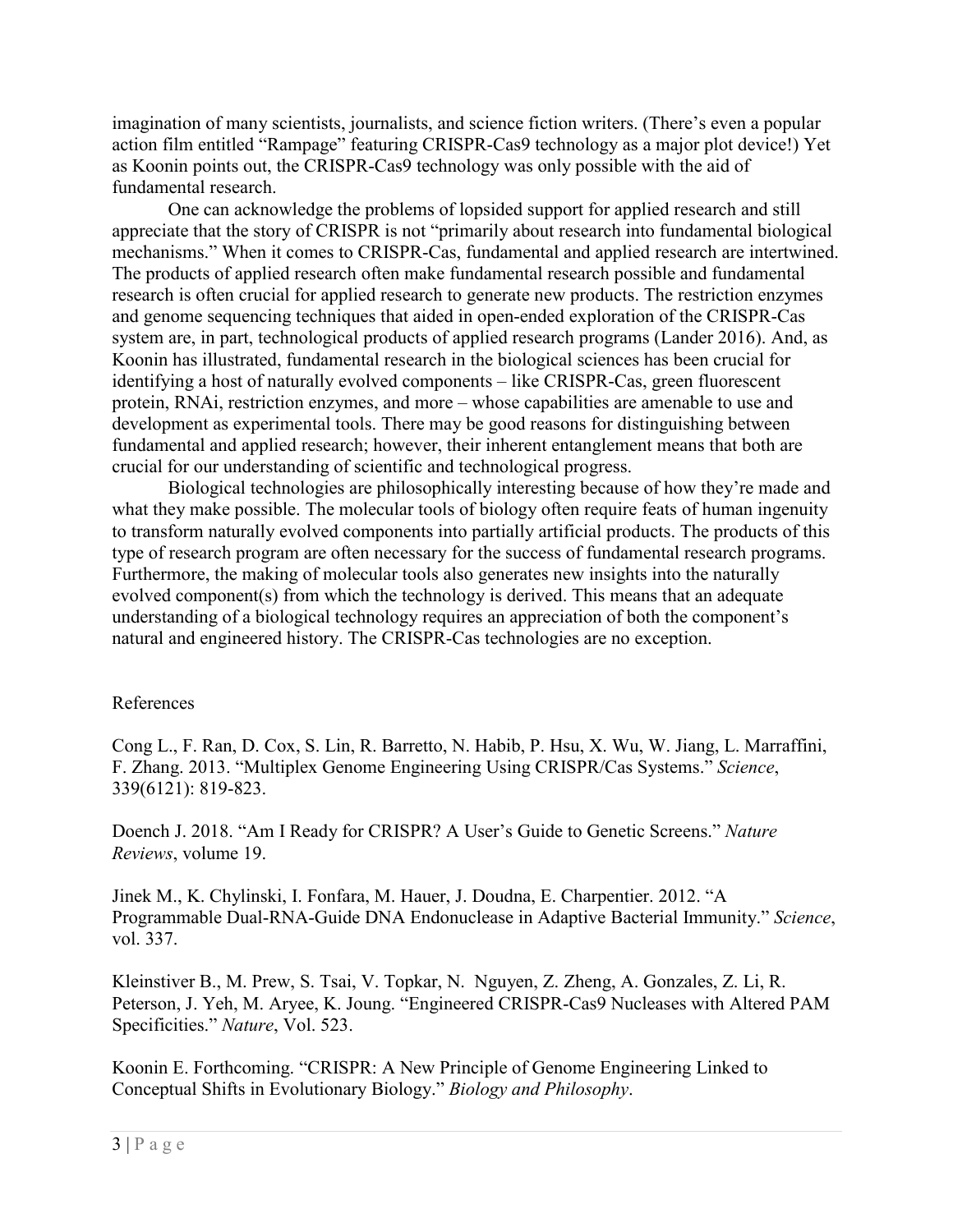imagination of many scientists, journalists, and science fiction writers. (There's even a popular action film entitled "Rampage" featuring CRISPR-Cas9 technology as a major plot device!) Yet as Koonin points out, the CRISPR-Cas9 technology was only possible with the aid of fundamental research.

One can acknowledge the problems of lopsided support for applied research and still appreciate that the story of CRISPR is not "primarily about research into fundamental biological mechanisms." When it comes to CRISPR-Cas, fundamental and applied research are intertwined. The products of applied research often make fundamental research possible and fundamental research is often crucial for applied research to generate new products. The restriction enzymes and genome sequencing techniques that aided in open-ended exploration of the CRISPR-Cas system are, in part, technological products of applied research programs (Lander 2016). And, as Koonin has illustrated, fundamental research in the biological sciences has been crucial for identifying a host of naturally evolved components – like CRISPR-Cas, green fluorescent protein, RNAi, restriction enzymes, and more – whose capabilities are amenable to use and development as experimental tools. There may be good reasons for distinguishing between fundamental and applied research; however, their inherent entanglement means that both are crucial for our understanding of scientific and technological progress.

Biological technologies are philosophically interesting because of how they're made and what they make possible. The molecular tools of biology often require feats of human ingenuity to transform naturally evolved components into partially artificial products. The products of this type of research program are often necessary for the success of fundamental research programs. Furthermore, the making of molecular tools also generates new insights into the naturally evolved component(s) from which the technology is derived. This means that an adequate understanding of a biological technology requires an appreciation of both the component's natural and engineered history. The CRISPR-Cas technologies are no exception.

References

Cong L., F. Ran, D. Cox, S. Lin, R. Barretto, N. Habib, P. Hsu, X. Wu, W. Jiang, L. Marraffini, F. Zhang. 2013. "Multiplex Genome Engineering Using CRISPR/Cas Systems." *Science*, 339(6121): 819-823.

Doench J. 2018. "Am I Ready for CRISPR? A User's Guide to Genetic Screens." *Nature Reviews*, volume 19.

Jinek M., K. Chylinski, I. Fonfara, M. Hauer, J. Doudna, E. Charpentier. 2012. "A Programmable Dual-RNA-Guide DNA Endonuclease in Adaptive Bacterial Immunity." *Science*, vol. 337.

Kleinstiver B., M. Prew, S. Tsai, V. Topkar, N. Nguyen, Z. Zheng, A. Gonzales, Z. Li, R. Peterson, J. Yeh, M. Aryee, K. Joung. "Engineered CRISPR-Cas9 Nucleases with Altered PAM Specificities." *Nature*, Vol. 523.

Koonin E. Forthcoming. "CRISPR: A New Principle of Genome Engineering Linked to Conceptual Shifts in Evolutionary Biology." *Biology and Philosophy*.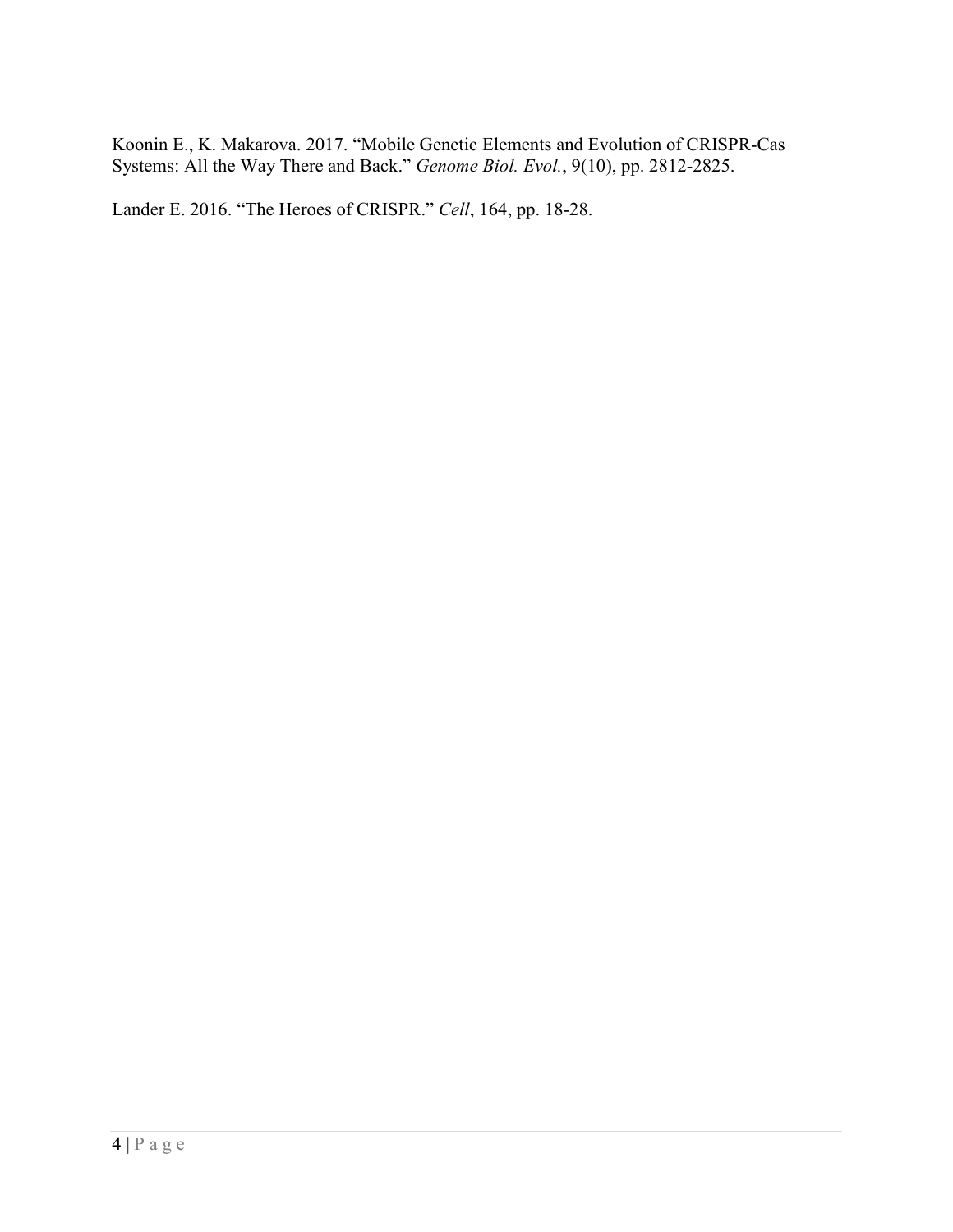Koonin E., K. Makarova. 2017. "Mobile Genetic Elements and Evolution of CRISPR-Cas Systems: All the Way There and Back." *Genome Biol. Evol.*, 9(10), pp. 2812-2825.

Lander E. 2016. "The Heroes of CRISPR." *Cell*, 164, pp. 18-28.